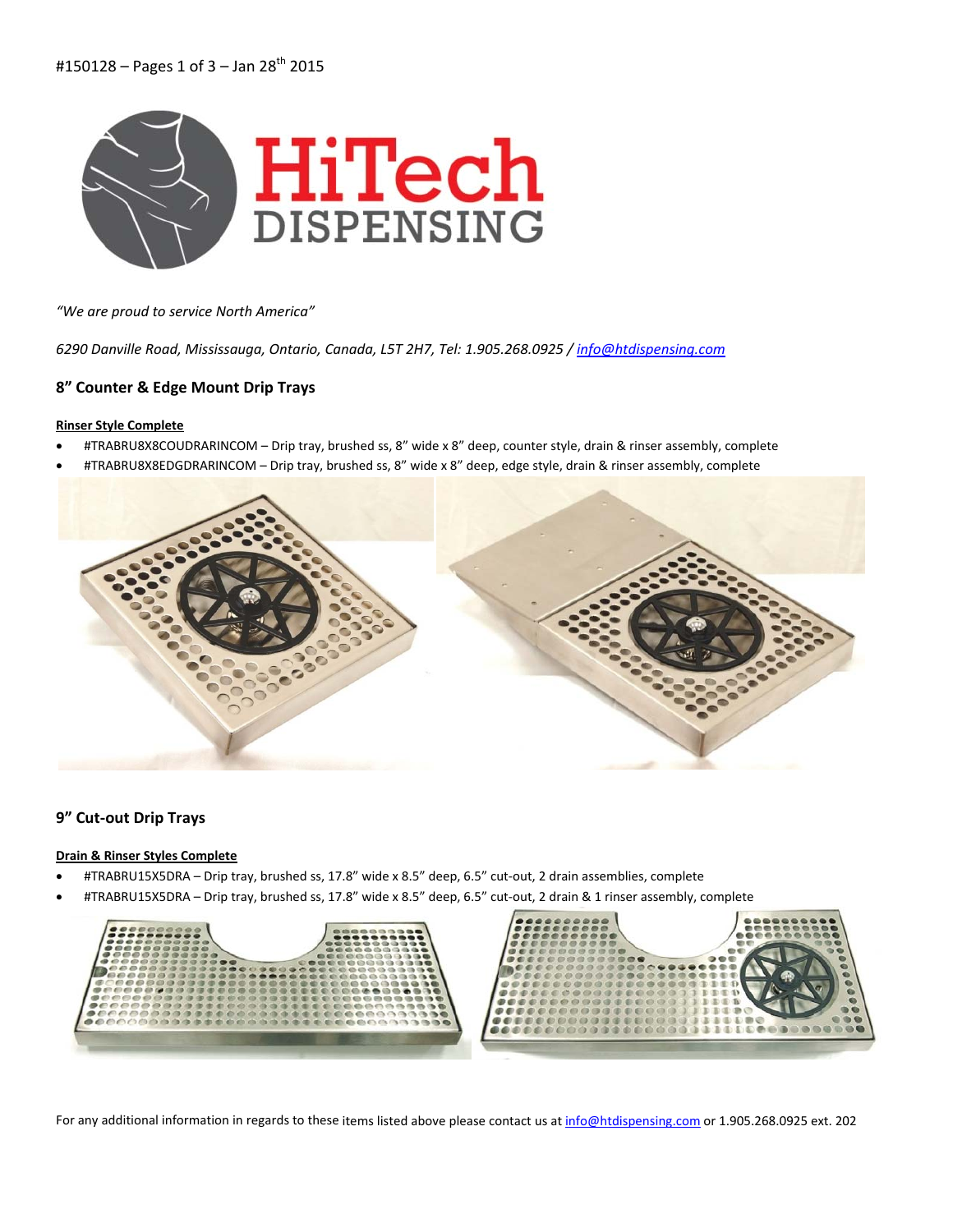#150128 – Pages 1 of 3 – Jan 28th 2015

HiTech DISPENSING

*"We are proud to service North America"*

*6290 Danville Road, Mississauga, Ontario, Canada, L5T 2H7, Tel: 1.905.268.0925 / info@htdispensing.com*

## 8" Counter & Edge Mount Drip Trays

**Rinser Style Complete**

- #TRABRU8X8COUDRARINCOM – Drip tray, brushed ss, 8" wide x 8" deep, counter style, drain & rinser assembly, complete
- #TRABRU8X8EDGDRARINCOM – Drip tray, brushed ss, 8" wide x 8" deep, edge style, drain & rinser assembly, complete

## 9" Cut-out Drip Trays

**Drain & Rinser Styles Complete**

- #TRABRU15X5DRA – Drip tray, brushed ss, 17.8" wide x 8.5" deep, 6.5" cut-out, 2 drain assemblies, complete
- #TRABRU15X5DRA – Drip tray, brushed ss, 17.8" wide x 8.5" deep, 6.5" cut-out, 2 drain & 1 rinser assembly, complete

For any additional information in regards to these items listed above please contact us at info@htdispensing.com or 1.905.268.0925 ext. 202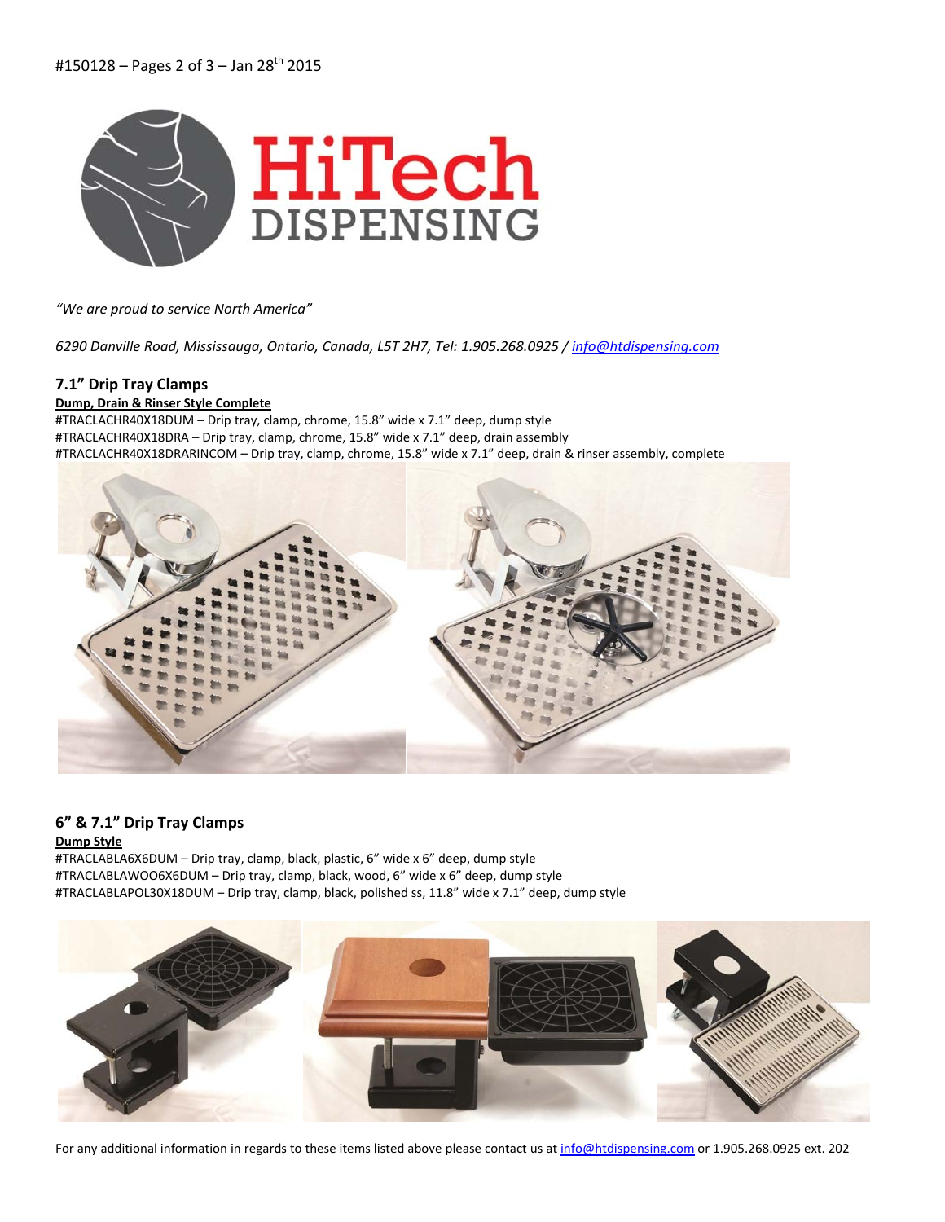#150128 – Pages 2 of 3 – Jan 28th 2015

*"We are proud to service North America"*

*6290 Danville Road, Mississauga, Ontario, Canada, L5T 2H7, Tel: 1.905.268.0925 / info@htdispensing.com*

### 7.1" Drip Tray Clamps

**Dump, Drain & Rinser Style Complete**

#TRACLACHR40X18DUM – Drip tray, clamp, chrome, 15.8" wide x 7.1" deep, dump style
#TRACLACHR40X18DRA – Drip tray, clamp, chrome, 15.8" wide x 7.1" deep, drain assembly
#TRACLACHR40X18DRARINCOM – Drip tray, clamp, chrome, 15.8" wide x 7.1" deep, drain & rinser assembly, complete

### 6" & 7.1" Drip Tray Clamps

**Dump Style**

#TRACLABLA6X6DUM – Drip tray, clamp, black, plastic, 6" wide x 6" deep, dump style
#TRACLABLAWOO6X6DUM – Drip tray, clamp, black, wood, 6" wide x 6" deep, dump style
#TRACLABLAPOL30X18DUM – Drip tray, clamp, black, polished ss, 11.8" wide x 7.1" deep, dump style

For any additional information in regards to these items listed above please contact us at info@htdispensing.com or 1.905.268.0925 ext. 202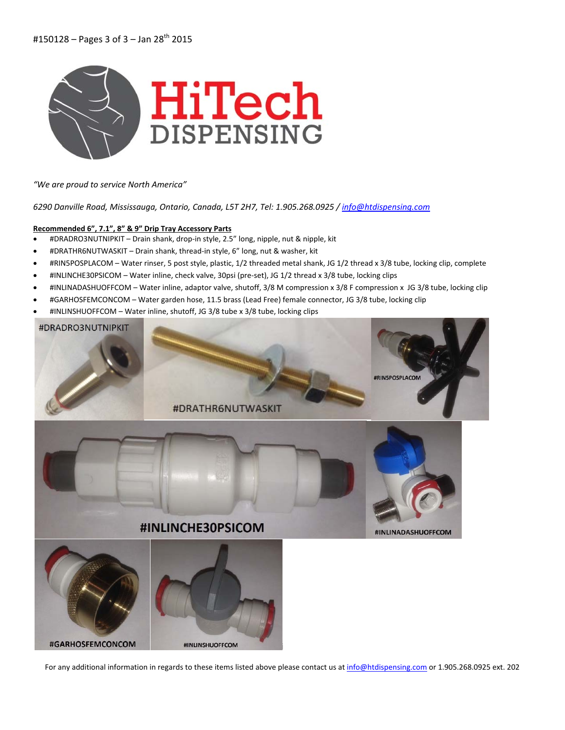#150128 – Pages 3 of 3 – Jan 28th 2015

# HiTech DISPENSING

*"We are proud to service North America"*

*6290 Danville Road, Mississauga, Ontario, Canada, L5T 2H7, Tel: 1.905.268.0925 / info@htdispensing.com*

**Recommended 6", 7.1", 8" & 9" Drip Tray Accessory Parts**

- #DRADRO3NUTNIPKIT – Drain shank, drop-in style, 2.5" long, nipple, nut & nipple, kit
- #DRATHR6NUTWASKIT – Drain shank, thread-in style, 6" long, nut & washer, kit
- #RIN5POSPLACOM – Water rinser, 5 post style, plastic, 1/2 threaded metal shank, JG 1/2 thread x 3/8 tube, locking clip, complete
- #INLINCHE30PSICOM – Water inline, check valve, 30psi (pre-set), JG 1/2 thread x 3/8 tube, locking clips
- #INLINADASHUOFFCOM – Water inline, adaptor valve, shutoff, 3/8 M compression x 3/8 F compression x JG 3/8 tube, locking clip
- #GARHOSFEMCONCOM – Water garden hose, 11.5 brass (Lead Free) female connector, JG 3/8 tube, locking clip
- #INLINSHUOFFCOM – Water inline, shutoff, JG 3/8 tube x 3/8 tube, locking clips

#DRADRO3NUTNIPKIT

#DRATHR6NUTWASKIT

#RIN5POSPLACOM

#INLINCHE30PSICOM

#INLINADASHUOFFCOM

#GARHOSFEMCONCOM

#INLINSHUOFFCOM

For any additional information in regards to these items listed above please contact us at info@htdispensing.com or 1.905.268.0925 ext. 202